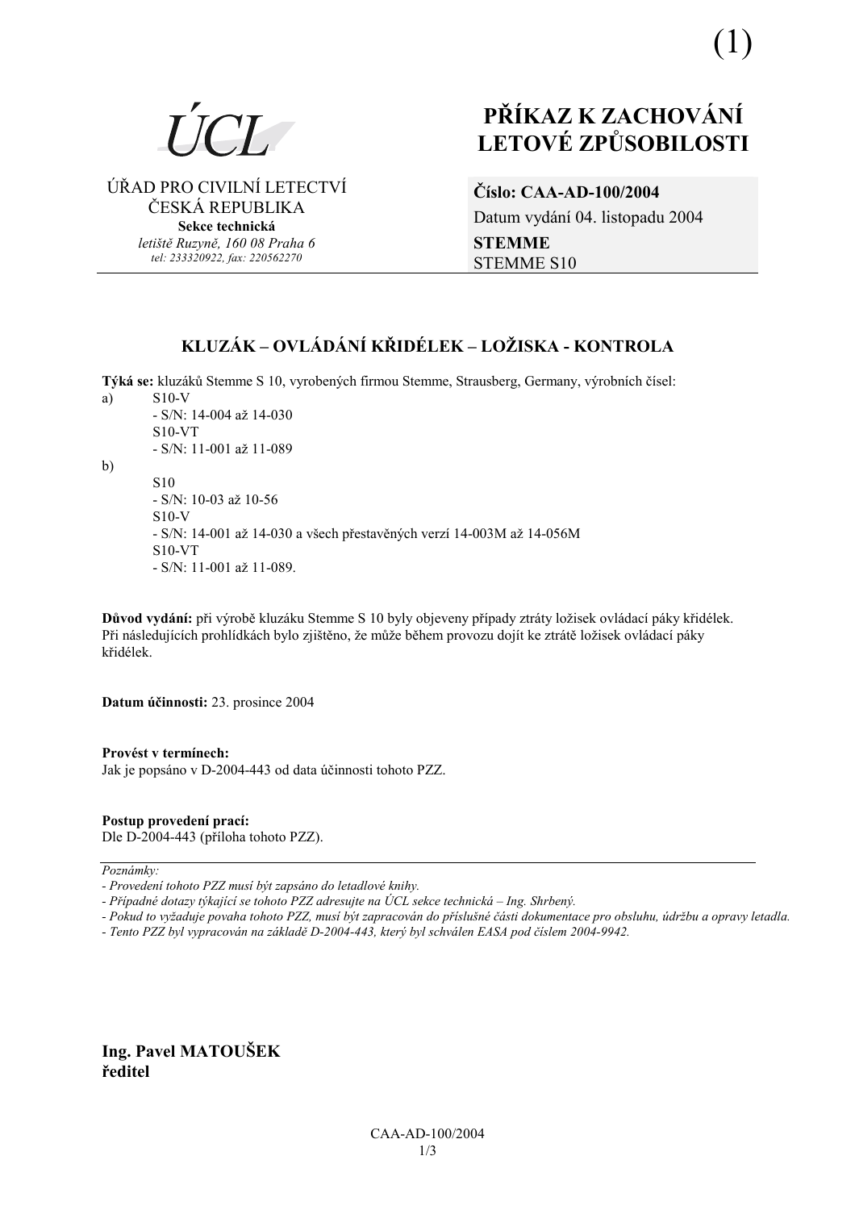(1)

ÚCL

ÚŘAD PRO CIVILNÍ LETECTVÍ
ČESKÁ REPUBLIKA
**Sekce technická**
*letiště Ruzyně, 160 08 Praha 6*
*tel: 233320922, fax: 220562270*

# PŘÍKAZ K ZACHOVÁNÍ LETOVÉ ZPŮSOBILOSTI

**Číslo: CAA-AD-100/2004**
Datum vydání 04. listopadu 2004
**STEMME**
STEMME S10

## KLUZÁK – OVLÁDÁNÍ KŘIDÉLEK – LOŽISKA - KONTROLA

**Týká se:** kluzáků Stemme S 10, vyrobených firmou Stemme, Strausberg, Germany, výrobních čísel:

a)
- S10-V
  - S/N: 14-004 až 14-030
- S10-VT
  - S/N: 11-001 až 11-089

b)
- S10
  - S/N: 10-03 až 10-56
- S10-V
  - S/N: 14-001 až 14-030 a všech přestavěných verzí 14-003M až 14-056M
- S10-VT
  - S/N: 11-001 až 11-089.

**Důvod vydání:** při výrobě kluzáku Stemme S 10 byly objeveny případy ztráty ložisek ovládací páky křidélek. Při následujících prohlídkách bylo zjištěno, že může během provozu dojít ke ztrátě ložisek ovládací páky křidélek.

**Datum účinnosti:** 23. prosince 2004

**Provést v termínech:**
Jak je popsáno v D-2004-443 od data účinnosti tohoto PZZ.

**Postup provedení prací:**
Dle D-2004-443 (příloha tohoto PZZ).

---

*Poznámky:*
*- Provedení tohoto PZZ musí být zapsáno do letadlové knihy.*
*- Případné dotazy týkající se tohoto PZZ adresujte na ÚCL sekce technická – Ing. Shrbený.*
*- Pokud to vyžaduje povaha tohoto PZZ, musí být zapracován do příslušné části dokumentace pro obsluhu, údržbu a opravy letadla.*
*- Tento PZZ byl vypracován na základě D-2004-443, který byl schválen EASA pod číslem 2004-9942.*

**Ing. Pavel MATOUŠEK**
**ředitel**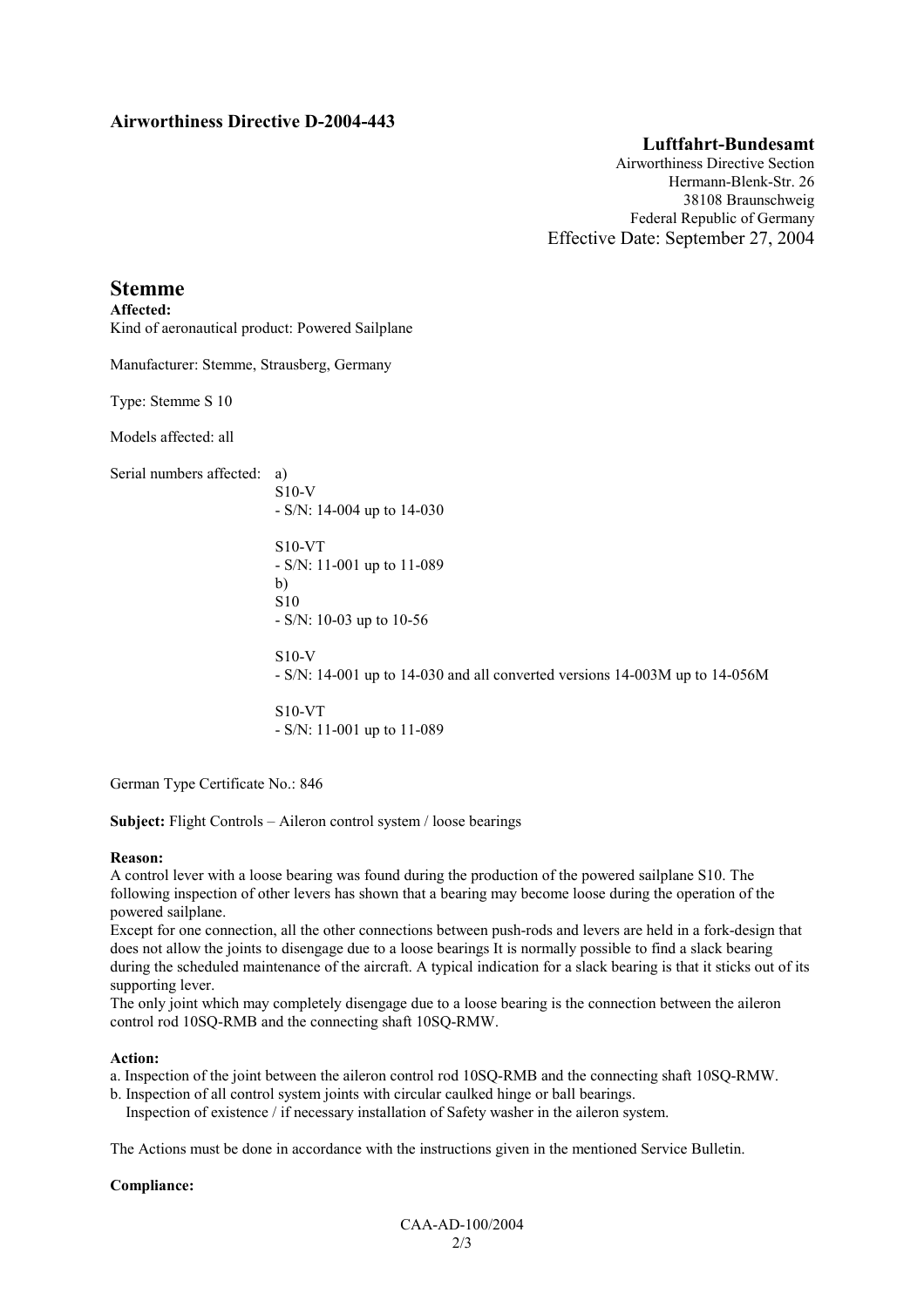## Airworthiness Directive D-2004-443

**Luftfahrt-Bundesamt**
Airworthiness Directive Section
Hermann-Blenk-Str. 26
38108 Braunschweig
Federal Republic of Germany
Effective Date: September 27, 2004

# Stemme

**Affected:**
Kind of aeronautical product: Powered Sailplane

Manufacturer: Stemme, Strausberg, Germany

Type: Stemme S 10

Models affected: all

Serial numbers affected:

a)
S10-V
- S/N: 14-004 up to 14-030

S10-VT
- S/N: 11-001 up to 11-089

b)
S10
- S/N: 10-03 up to 10-56

S10-V
- S/N: 14-001 up to 14-030 and all converted versions 14-003M up to 14-056M

S10-VT
- S/N: 11-001 up to 11-089

German Type Certificate No.: 846

**Subject:** Flight Controls – Aileron control system / loose bearings

**Reason:**
A control lever with a loose bearing was found during the production of the powered sailplane S10. The following inspection of other levers has shown that a bearing may become loose during the operation of the powered sailplane.
Except for one connection, all the other connections between push-rods and levers are held in a fork-design that does not allow the joints to disengage due to a loose bearings It is normally possible to find a slack bearing during the scheduled maintenance of the aircraft. A typical indication for a slack bearing is that it sticks out of its supporting lever.
The only joint which may completely disengage due to a loose bearing is the connection between the aileron control rod 10SQ-RMB and the connecting shaft 10SQ-RMW.

**Action:**
a. Inspection of the joint between the aileron control rod 10SQ-RMB and the connecting shaft 10SQ-RMW.
b. Inspection of all control system joints with circular caulked hinge or ball bearings.
   Inspection of existence / if necessary installation of Safety washer in the aileron system.

The Actions must be done in accordance with the instructions given in the mentioned Service Bulletin.

**Compliance:**

CAA-AD-100/2004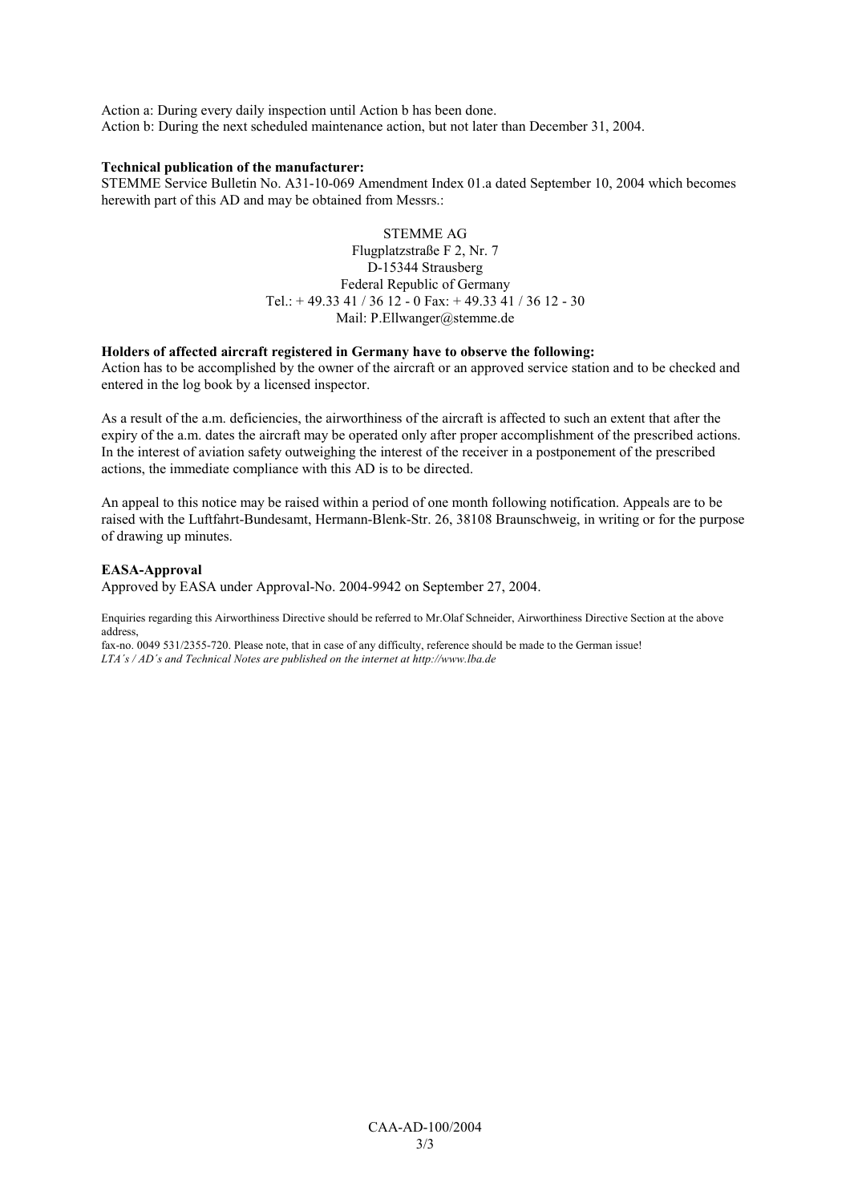Action a: During every daily inspection until Action b has been done.
Action b: During the next scheduled maintenance action, but not later than December 31, 2004.

**Technical publication of the manufacturer:**
STEMME Service Bulletin No. A31-10-069 Amendment Index 01.a dated September 10, 2004 which becomes herewith part of this AD and may be obtained from Messrs.:

STEMME AG
Flugplatzstraße F 2, Nr. 7
D-15344 Strausberg
Federal Republic of Germany
Tel.: + 49.33 41 / 36 12 - 0 Fax: + 49.33 41 / 36 12 - 30
Mail: P.Ellwanger@stemme.de

**Holders of affected aircraft registered in Germany have to observe the following:**
Action has to be accomplished by the owner of the aircraft or an approved service station and to be checked and entered in the log book by a licensed inspector.

As a result of the a.m. deficiencies, the airworthiness of the aircraft is affected to such an extent that after the expiry of the a.m. dates the aircraft may be operated only after proper accomplishment of the prescribed actions. In the interest of aviation safety outweighing the interest of the receiver in a postponement of the prescribed actions, the immediate compliance with this AD is to be directed.

An appeal to this notice may be raised within a period of one month following notification. Appeals are to be raised with the Luftfahrt-Bundesamt, Hermann-Blenk-Str. 26, 38108 Braunschweig, in writing or for the purpose of drawing up minutes.

**EASA-Approval**
Approved by EASA under Approval-No. 2004-9942 on September 27, 2004.

Enquiries regarding this Airworthiness Directive should be referred to Mr.Olaf Schneider, Airworthiness Directive Section at the above address,
fax-no. 0049 531/2355-720. Please note, that in case of any difficulty, reference should be made to the German issue!
*LTA´s / AD´s and Technical Notes are published on the internet at http://www.lba.de*

CAA-AD-100/2004